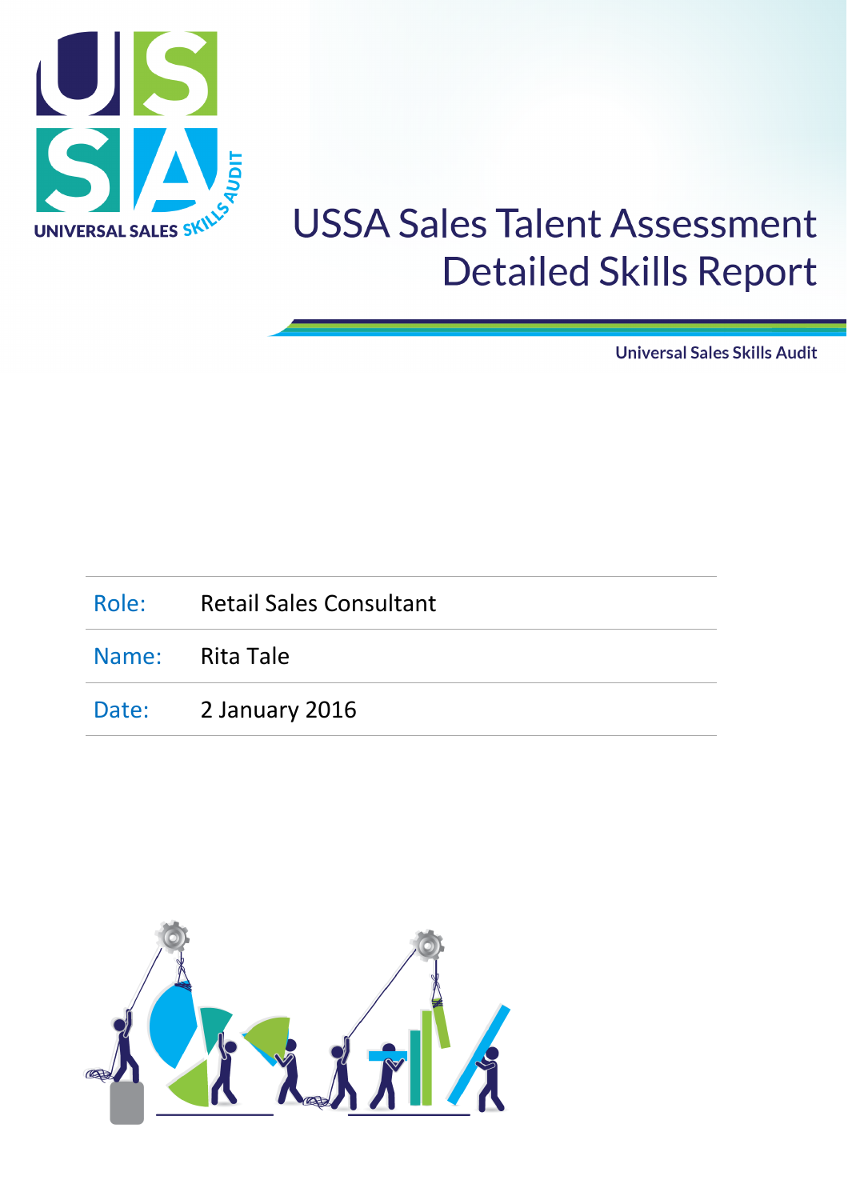# USSA Sales Talent Assessment Detailed Skills Report

Universal Sales Skills Audit

| | |
|---|---|
| Role: | Retail Sales Consultant |
| Name: | Rita Tale |
| Date: | 2 January 2016 |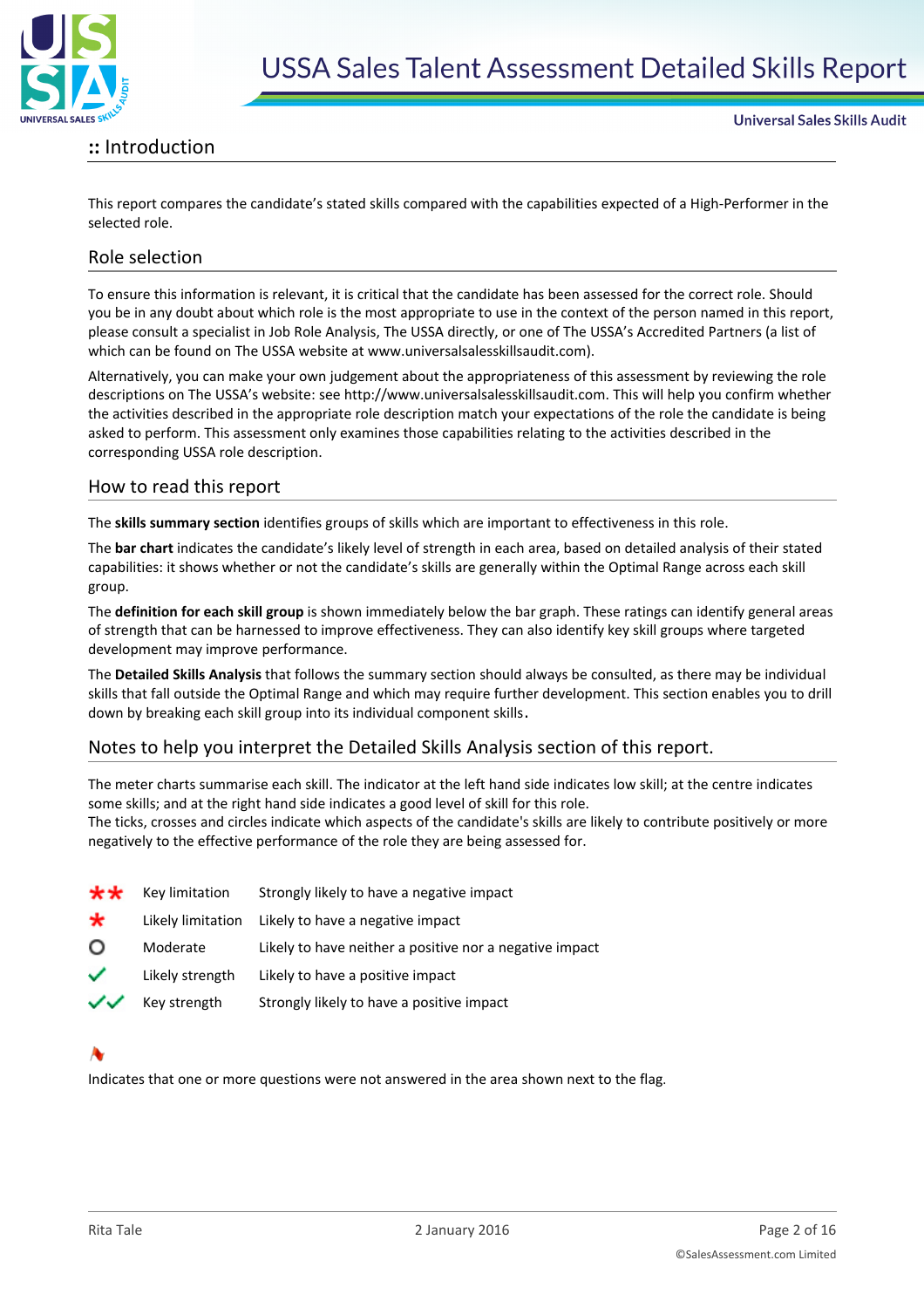## :: Introduction

This report compares the candidate's stated skills compared with the capabilities expected of a High-Performer in the selected role.

### Role selection

To ensure this information is relevant, it is critical that the candidate has been assessed for the correct role. Should you be in any doubt about which role is the most appropriate to use in the context of the person named in this report, please consult a specialist in Job Role Analysis, The USSA directly, or one of The USSA's Accredited Partners (a list of which can be found on The USSA website at www.universalsalesskillsaudit.com).

Alternatively, you can make your own judgement about the appropriateness of this assessment by reviewing the role descriptions on The USSA's website: see http://www.universalsalesskillsaudit.com. This will help you confirm whether the activities described in the appropriate role description match your expectations of the role the candidate is being asked to perform. This assessment only examines those capabilities relating to the activities described in the corresponding USSA role description.

### How to read this report

The **skills summary section** identifies groups of skills which are important to effectiveness in this role.

The **bar chart** indicates the candidate's likely level of strength in each area, based on detailed analysis of their stated capabilities: it shows whether or not the candidate's skills are generally within the Optimal Range across each skill group.

The **definition for each skill group** is shown immediately below the bar graph. These ratings can identify general areas of strength that can be harnessed to improve effectiveness. They can also identify key skill groups where targeted development may improve performance.

The **Detailed Skills Analysis** that follows the summary section should always be consulted, as there may be individual skills that fall outside the Optimal Range and which may require further development. This section enables you to drill down by breaking each skill group into its individual component skills.

### Notes to help you interpret the Detailed Skills Analysis section of this report.

The meter charts summarise each skill. The indicator at the left hand side indicates low skill; at the centre indicates some skills; and at the right hand side indicates a good level of skill for this role.
The ticks, crosses and circles indicate which aspects of the candidate's skills are likely to contribute positively or more negatively to the effective performance of the role they are being assessed for.

| Symbol | Rating | Meaning |
|---|---|---|
| ✱✱ | Key limitation | Strongly likely to have a negative impact |
| ✱ | Likely limitation | Likely to have a negative impact |
| ○ | Moderate | Likely to have neither a positive nor a negative impact |
| ✓ | Likely strength | Likely to have a positive impact |
| ✓✓ | Key strength | Strongly likely to have a positive impact |

Indicates that one or more questions were not answered in the area shown next to the flag.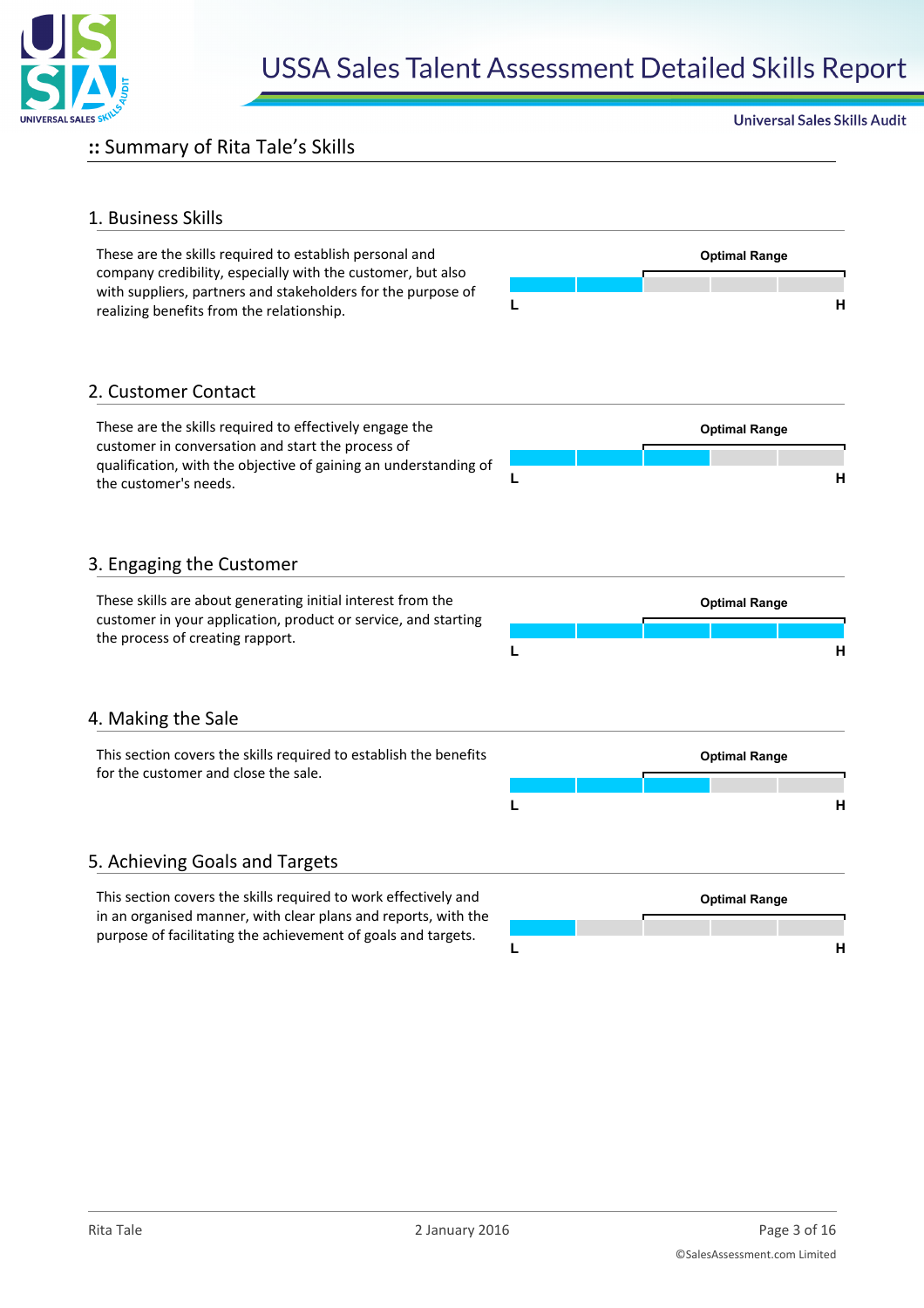## :: Summary of Rita Tale's Skills

### 1. Business Skills

These are the skills required to establish personal and company credibility, especially with the customer, but also with suppliers, partners and stakeholders for the purpose of realizing benefits from the relationship.

Optimal Range

L H

### 2. Customer Contact

These are the skills required to effectively engage the customer in conversation and start the process of qualification, with the objective of gaining an understanding of the customer's needs.

Optimal Range

L H

### 3. Engaging the Customer

These skills are about generating initial interest from the customer in your application, product or service, and starting the process of creating rapport.

Optimal Range

L H

### 4. Making the Sale

This section covers the skills required to establish the benefits for the customer and close the sale.

Optimal Range

L H

### 5. Achieving Goals and Targets

This section covers the skills required to work effectively and in an organised manner, with clear plans and reports, with the purpose of facilitating the achievement of goals and targets.

Optimal Range

L H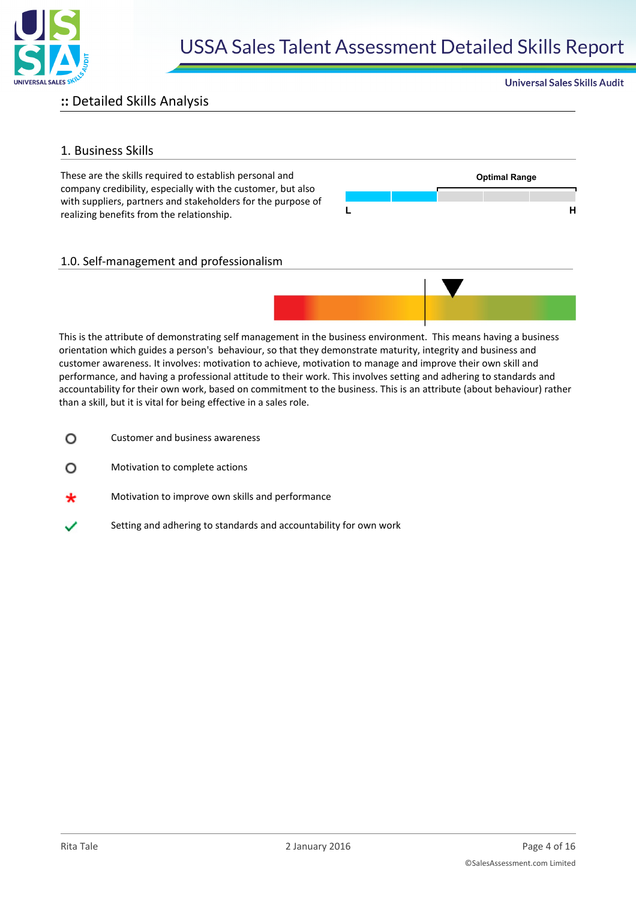## :: Detailed Skills Analysis

### 1. Business Skills

These are the skills required to establish personal and company credibility, especially with the customer, but also with suppliers, partners and stakeholders for the purpose of realizing benefits from the relationship.

**Optimal Range**

**L** **H**

### 1.0. Self-management and professionalism

This is the attribute of demonstrating self management in the business environment. This means having a business orientation which guides a person's behaviour, so that they demonstrate maturity, integrity and business and customer awareness. It involves: motivation to achieve, motivation to manage and improve their own skill and performance, and having a professional attitude to their work. This involves setting and adhering to standards and accountability for their own work, based on commitment to the business. This is an attribute (about behaviour) rather than a skill, but it is vital for being effective in a sales role.

- ○ Customer and business awareness
- ○ Motivation to complete actions
- * Motivation to improve own skills and performance
- ✓ Setting and adhering to standards and accountability for own work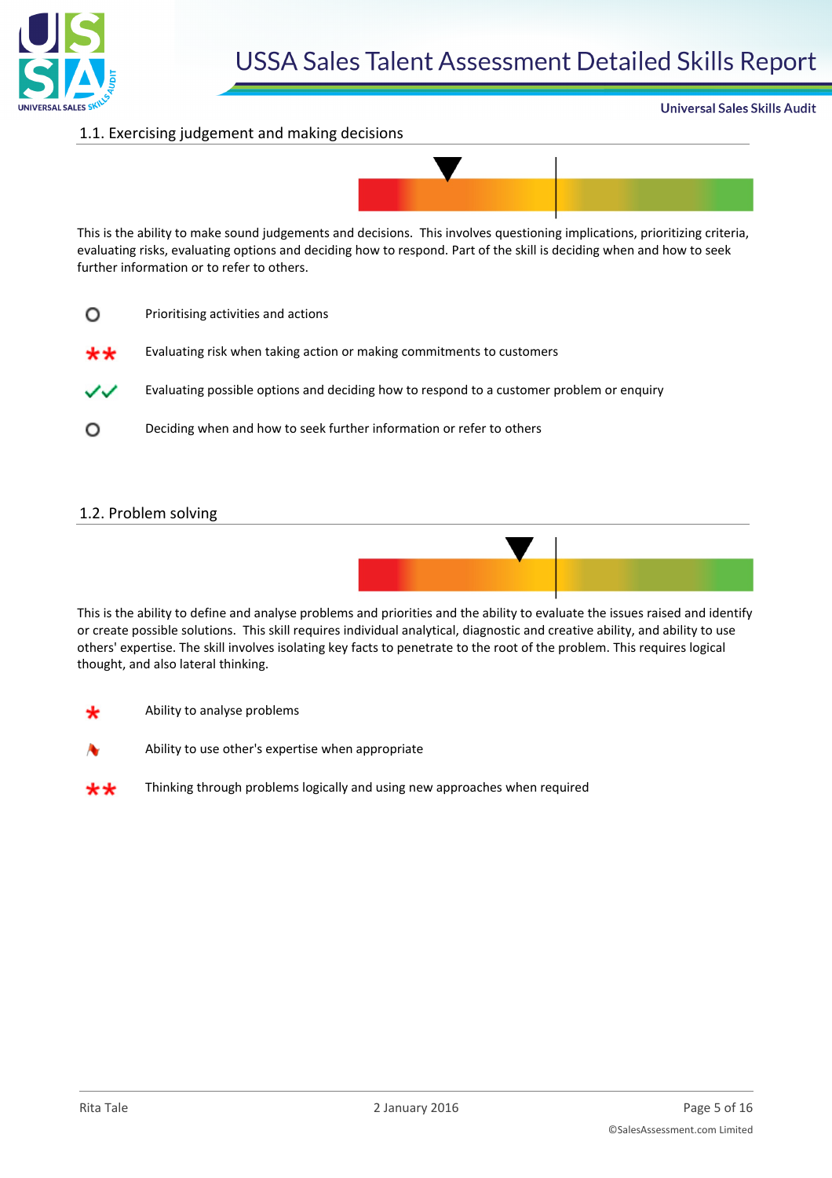## 1.1. Exercising judgement and making decisions

This is the ability to make sound judgements and decisions. This involves questioning implications, prioritizing criteria, evaluating risks, evaluating options and deciding how to respond. Part of the skill is deciding when and how to seek further information or to refer to others.

- Prioritising activities and actions
- Evaluating risk when taking action or making commitments to customers
- Evaluating possible options and deciding how to respond to a customer problem or enquiry
- Deciding when and how to seek further information or refer to others

## 1.2. Problem solving

This is the ability to define and analyse problems and priorities and the ability to evaluate the issues raised and identify or create possible solutions. This skill requires individual analytical, diagnostic and creative ability, and ability to use others' expertise. The skill involves isolating key facts to penetrate to the root of the problem. This requires logical thought, and also lateral thinking.

- Ability to analyse problems
- Ability to use other's expertise when appropriate
- Thinking through problems logically and using new approaches when required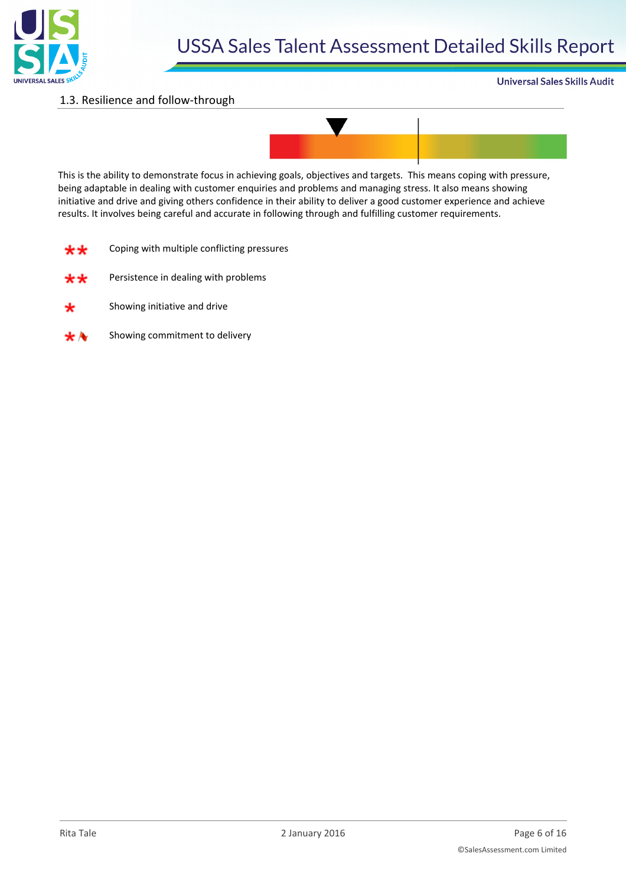## 1.3. Resilience and follow-through

This is the ability to demonstrate focus in achieving goals, objectives and targets. This means coping with pressure, being adaptable in dealing with customer enquiries and problems and managing stress. It also means showing initiative and drive and giving others confidence in their ability to deliver a good customer experience and achieve results. It involves being careful and accurate in following through and fulfilling customer requirements.

- ** Coping with multiple conflicting pressures
- ** Persistence in dealing with problems
- * Showing initiative and drive
- * Showing commitment to delivery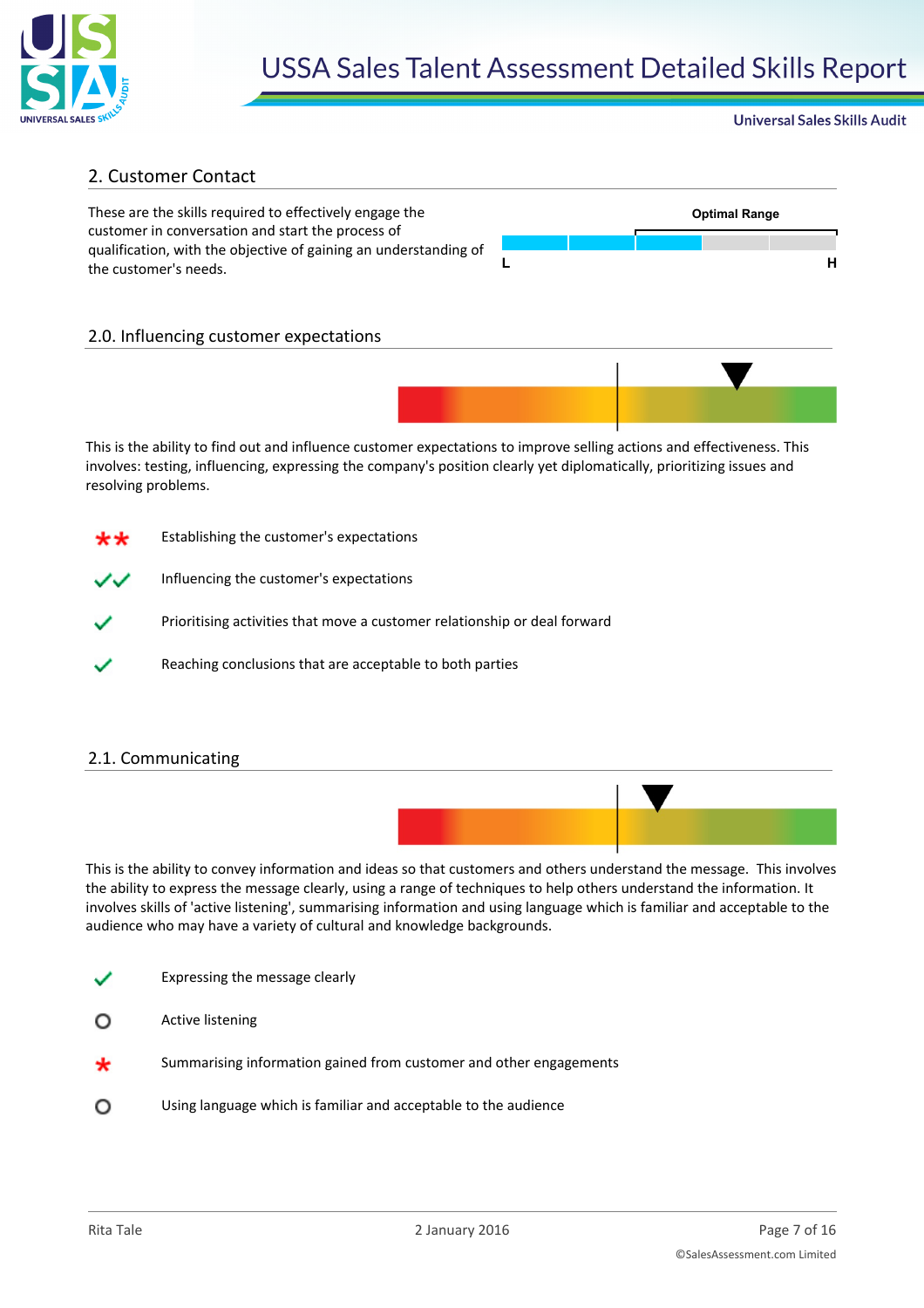## 2. Customer Contact

These are the skills required to effectively engage the customer in conversation and start the process of qualification, with the objective of gaining an understanding of the customer's needs.

Optimal Range

L H

### 2.0. Influencing customer expectations

This is the ability to find out and influence customer expectations to improve selling actions and effectiveness. This involves: testing, influencing, expressing the company's position clearly yet diplomatically, prioritizing issues and resolving problems.

- \*\* Establishing the customer's expectations
- ✓✓ Influencing the customer's expectations
- ✓ Prioritising activities that move a customer relationship or deal forward
- ✓ Reaching conclusions that are acceptable to both parties

### 2.1. Communicating

This is the ability to convey information and ideas so that customers and others understand the message. This involves the ability to express the message clearly, using a range of techniques to help others understand the information. It involves skills of 'active listening', summarising information and using language which is familiar and acceptable to the audience who may have a variety of cultural and knowledge backgrounds.

- ✓ Expressing the message clearly
- O Active listening
- \* Summarising information gained from customer and other engagements
- O Using language which is familiar and acceptable to the audience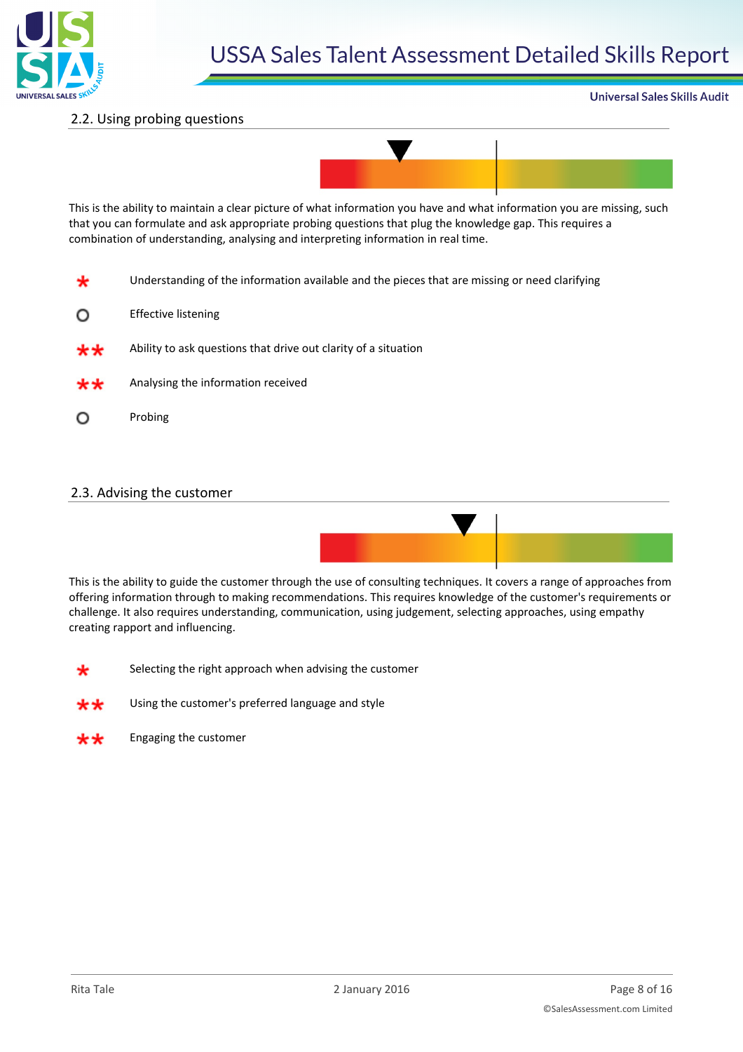## 2.2. Using probing questions

This is the ability to maintain a clear picture of what information you have and what information you are missing, such that you can formulate and ask appropriate probing questions that plug the knowledge gap. This requires a combination of understanding, analysing and interpreting information in real time.

| | |
|---|---|
| * | Understanding of the information available and the pieces that are missing or need clarifying |
| O | Effective listening |
| ** | Ability to ask questions that drive out clarity of a situation |
| ** | Analysing the information received |
| O | Probing |

## 2.3. Advising the customer

This is the ability to guide the customer through the use of consulting techniques. It covers a range of approaches from offering information through to making recommendations. This requires knowledge of the customer's requirements or challenge. It also requires understanding, communication, using judgement, selecting approaches, using empathy creating rapport and influencing.

| | |
|---|---|
| * | Selecting the right approach when advising the customer |
| ** | Using the customer's preferred language and style |
| ** | Engaging the customer |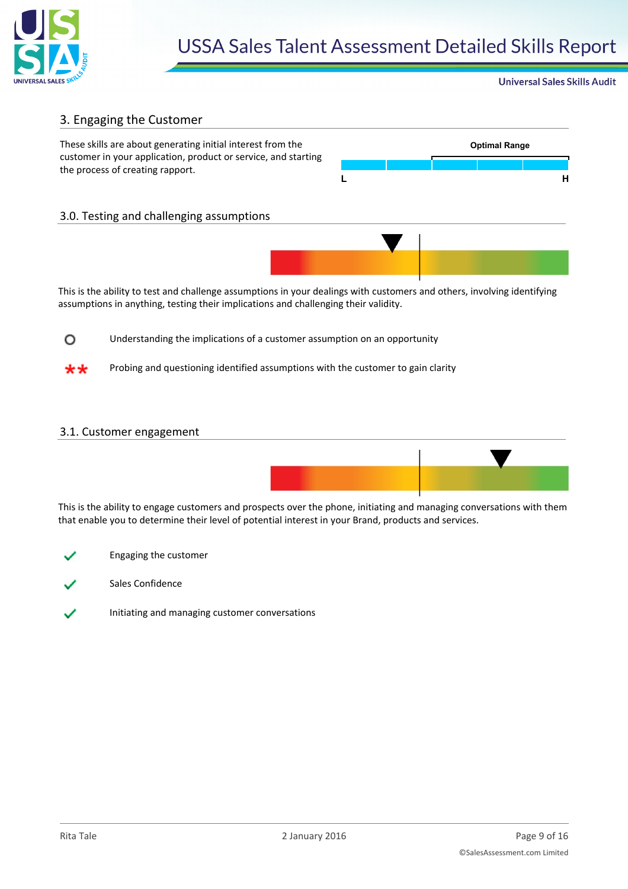## 3. Engaging the Customer

These skills are about generating initial interest from the customer in your application, product or service, and starting the process of creating rapport.

Optimal Range

L H

### 3.0. Testing and challenging assumptions

This is the ability to test and challenge assumptions in your dealings with customers and others, involving identifying assumptions in anything, testing their implications and challenging their validity.

- Understanding the implications of a customer assumption on an opportunity
- ** Probing and questioning identified assumptions with the customer to gain clarity

### 3.1. Customer engagement

This is the ability to engage customers and prospects over the phone, initiating and managing conversations with them that enable you to determine their level of potential interest in your Brand, products and services.

- ✓ Engaging the customer
- ✓ Sales Confidence
- ✓ Initiating and managing customer conversations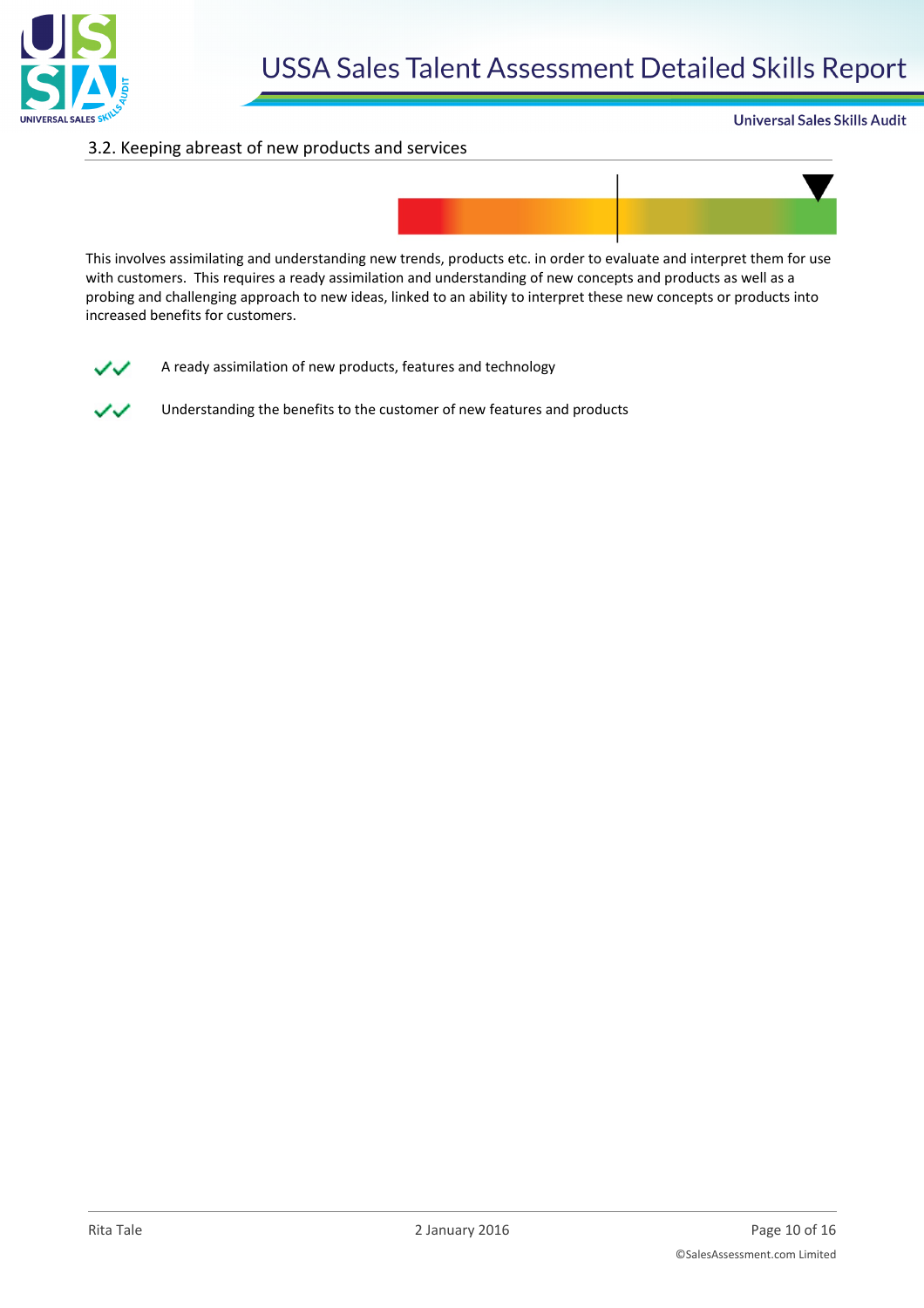### 3.2. Keeping abreast of new products and services

This involves assimilating and understanding new trends, products etc. in order to evaluate and interpret them for use with customers. This requires a ready assimilation and understanding of new concepts and products as well as a probing and challenging approach to new ideas, linked to an ability to interpret these new concepts or products into increased benefits for customers.

✓✓ A ready assimilation of new products, features and technology

✓✓ Understanding the benefits to the customer of new features and products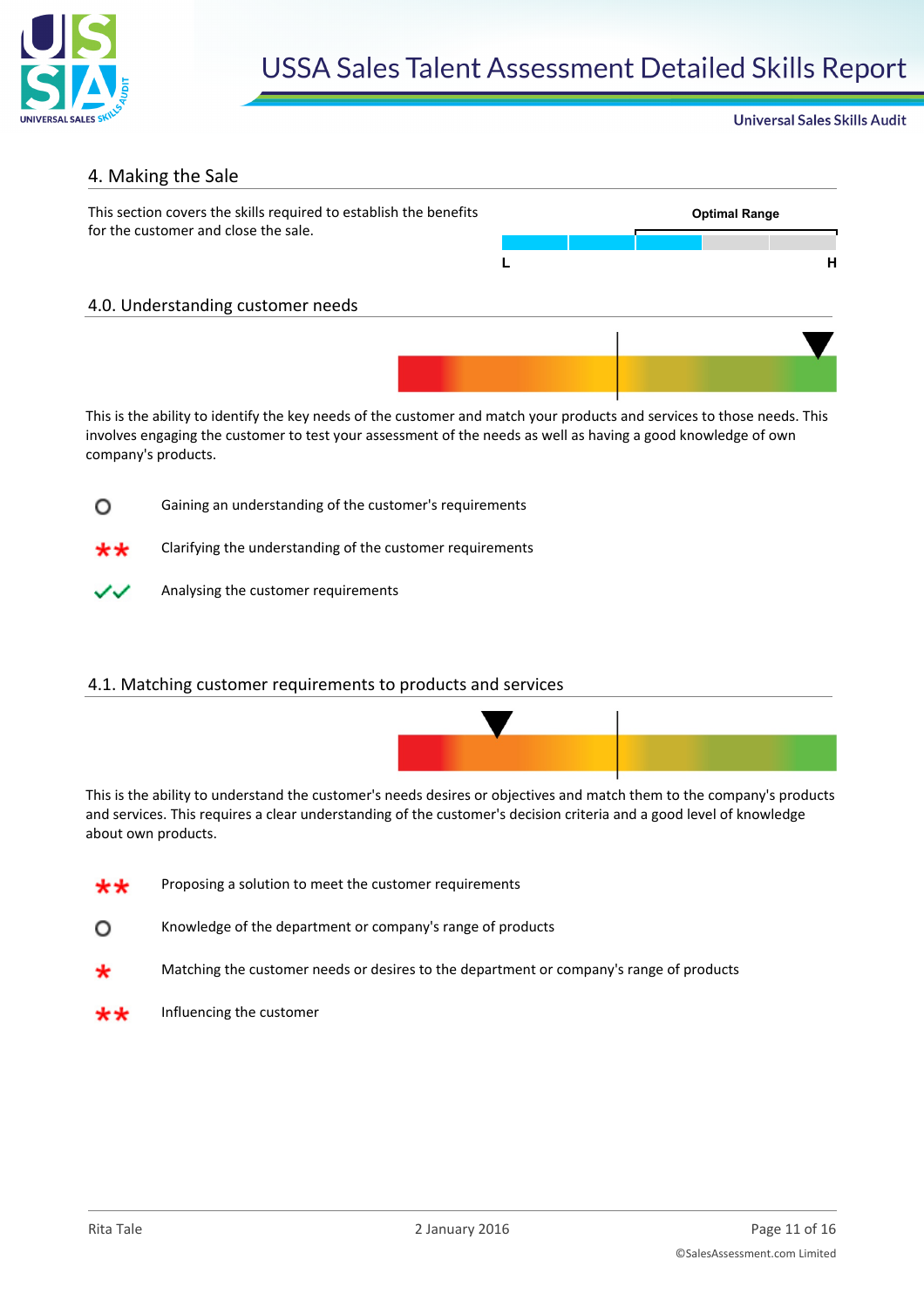## 4. Making the Sale

This section covers the skills required to establish the benefits for the customer and close the sale.

Optimal Range

L H

### 4.0. Understanding customer needs

This is the ability to identify the key needs of the customer and match your products and services to those needs. This involves engaging the customer to test your assessment of the needs as well as having a good knowledge of own company's products.

- O Gaining an understanding of the customer's requirements
- ** Clarifying the understanding of the customer requirements
- ✓✓ Analysing the customer requirements

### 4.1. Matching customer requirements to products and services

This is the ability to understand the customer's needs desires or objectives and match them to the company's products and services. This requires a clear understanding of the customer's decision criteria and a good level of knowledge about own products.

- ** Proposing a solution to meet the customer requirements
- O Knowledge of the department or company's range of products
- * Matching the customer needs or desires to the department or company's range of products
- ** Influencing the customer

Rita Tale — 2 January 2016

©SalesAssessment.com Limited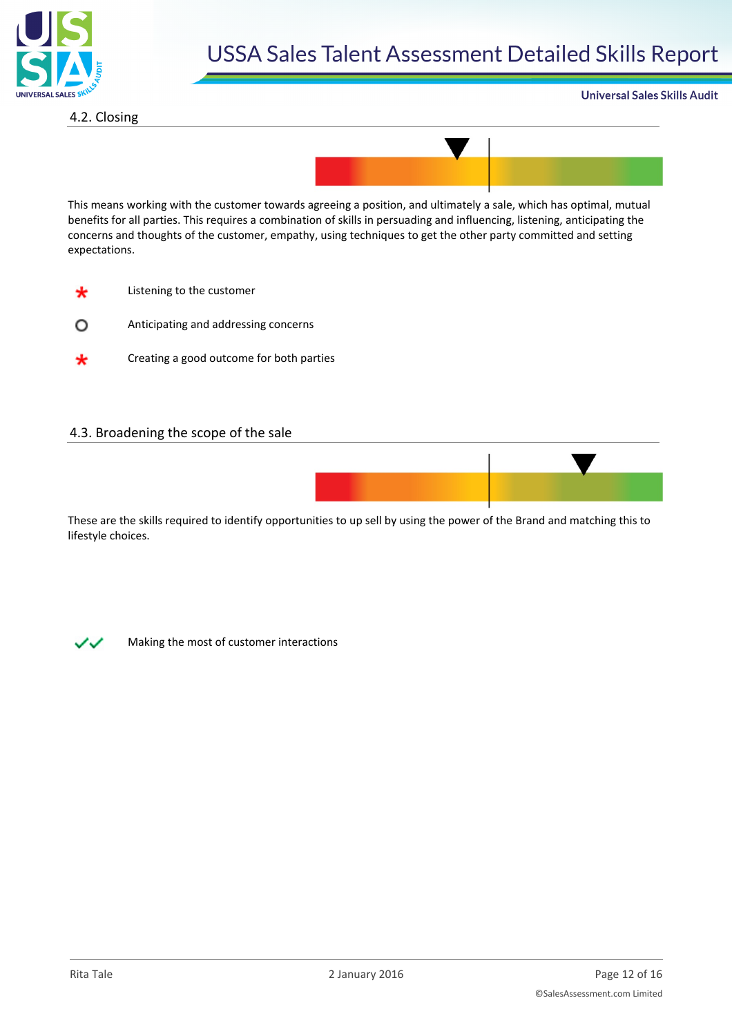## 4.2. Closing

This means working with the customer towards agreeing a position, and ultimately a sale, which has optimal, mutual benefits for all parties. This requires a combination of skills in persuading and influencing, listening, anticipating the concerns and thoughts of the customer, empathy, using techniques to get the other party committed and setting expectations.

- * Listening to the customer
- O Anticipating and addressing concerns
- * Creating a good outcome for both parties

## 4.3. Broadening the scope of the sale

These are the skills required to identify opportunities to up sell by using the power of the Brand and matching this to lifestyle choices.

- ✓✓ Making the most of customer interactions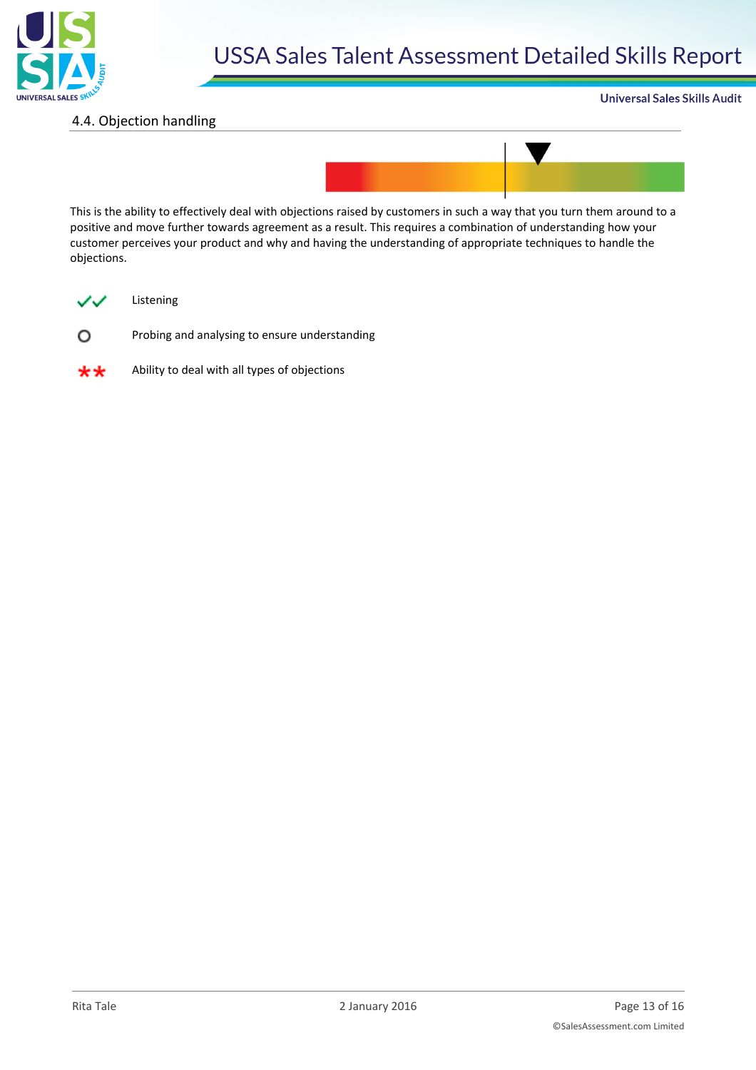## 4.4. Objection handling

This is the ability to effectively deal with objections raised by customers in such a way that you turn them around to a positive and move further towards agreement as a result. This requires a combination of understanding how your customer perceives your product and why and having the understanding of appropriate techniques to handle the objections.

✓✓ Listening

○ Probing and analysing to ensure understanding

** Ability to deal with all types of objections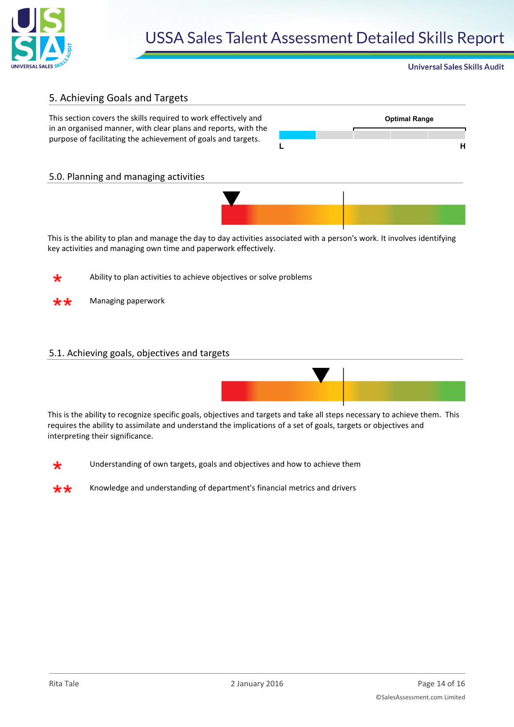## 5. Achieving Goals and Targets

This section covers the skills required to work effectively and in an organised manner, with clear plans and reports, with the purpose of facilitating the achievement of goals and targets.

Optimal Range

L H

### 5.0. Planning and managing activities

This is the ability to plan and manage the day to day activities associated with a person's work. It involves identifying key activities and managing own time and paperwork effectively.

* Ability to plan activities to achieve objectives or solve problems

** Managing paperwork

### 5.1. Achieving goals, objectives and targets

This is the ability to recognize specific goals, objectives and targets and take all steps necessary to achieve them. This requires the ability to assimilate and understand the implications of a set of goals, targets or objectives and interpreting their significance.

* Understanding of own targets, goals and objectives and how to achieve them

** Knowledge and understanding of department's financial metrics and drivers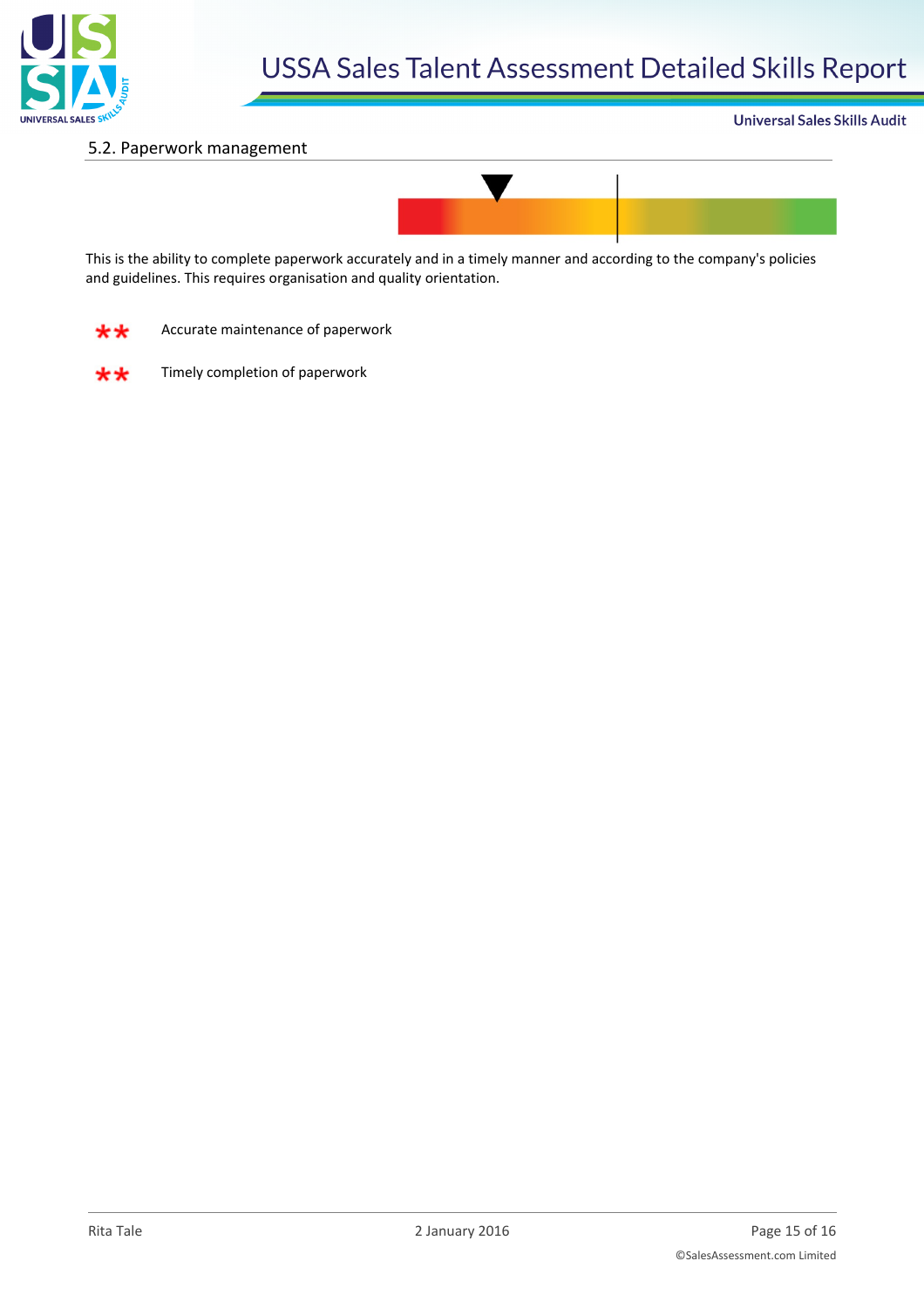## 5.2. Paperwork management

This is the ability to complete paperwork accurately and in a timely manner and according to the company's policies and guidelines. This requires organisation and quality orientation.

** Accurate maintenance of paperwork

** Timely completion of paperwork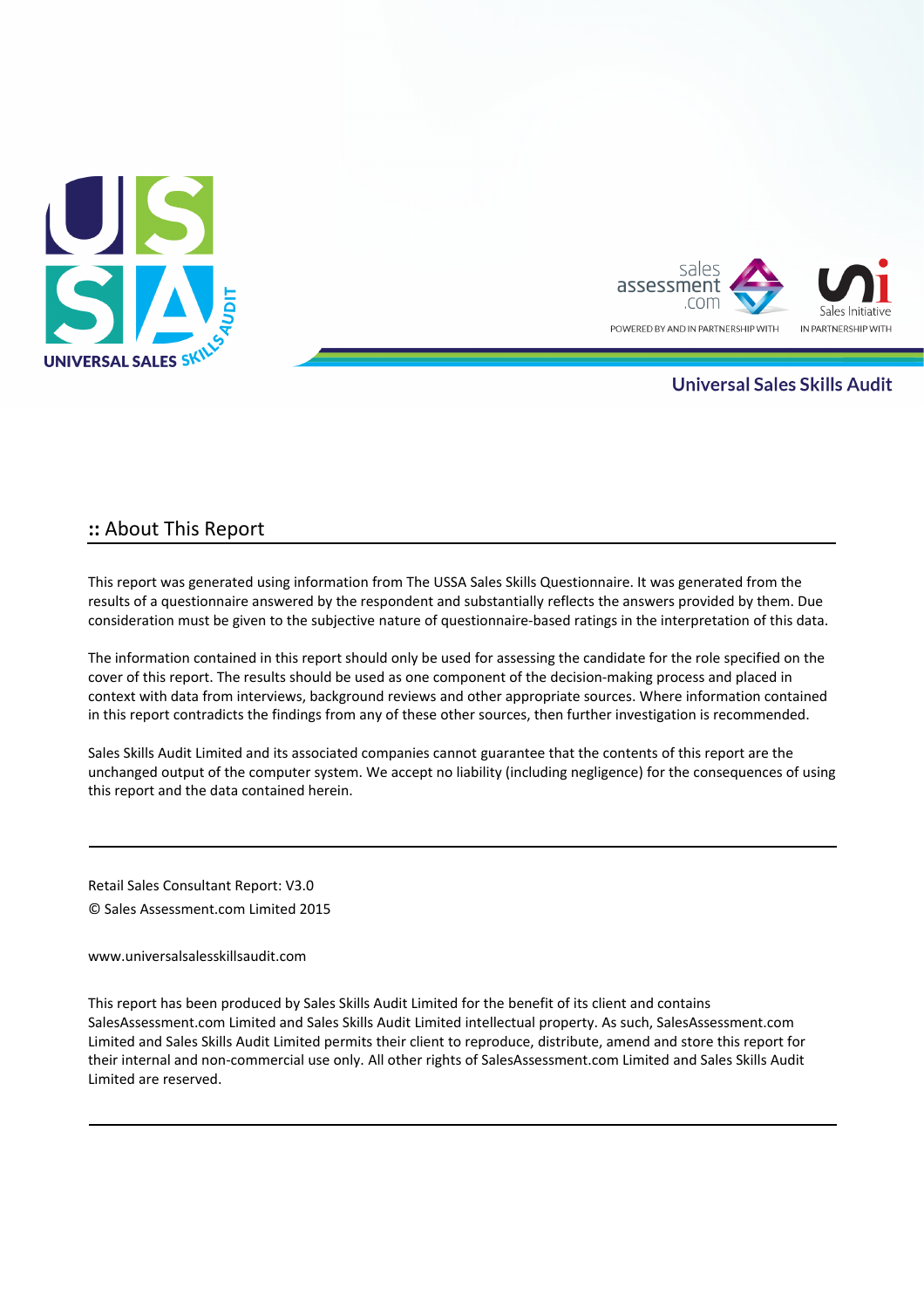Universal Sales Skills Audit

## :: About This Report

This report was generated using information from The USSA Sales Skills Questionnaire. It was generated from the results of a questionnaire answered by the respondent and substantially reflects the answers provided by them. Due consideration must be given to the subjective nature of questionnaire-based ratings in the interpretation of this data.

The information contained in this report should only be used for assessing the candidate for the role specified on the cover of this report. The results should be used as one component of the decision-making process and placed in context with data from interviews, background reviews and other appropriate sources. Where information contained in this report contradicts the findings from any of these other sources, then further investigation is recommended.

Sales Skills Audit Limited and its associated companies cannot guarantee that the contents of this report are the unchanged output of the computer system. We accept no liability (including negligence) for the consequences of using this report and the data contained herein.

---

Retail Sales Consultant Report: V3.0

© Sales Assessment.com Limited 2015

www.universalsalesskillsaudit.com

This report has been produced by Sales Skills Audit Limited for the benefit of its client and contains SalesAssessment.com Limited and Sales Skills Audit Limited intellectual property. As such, SalesAssessment.com Limited and Sales Skills Audit Limited permits their client to reproduce, distribute, amend and store this report for their internal and non-commercial use only. All other rights of SalesAssessment.com Limited and Sales Skills Audit Limited are reserved.

---